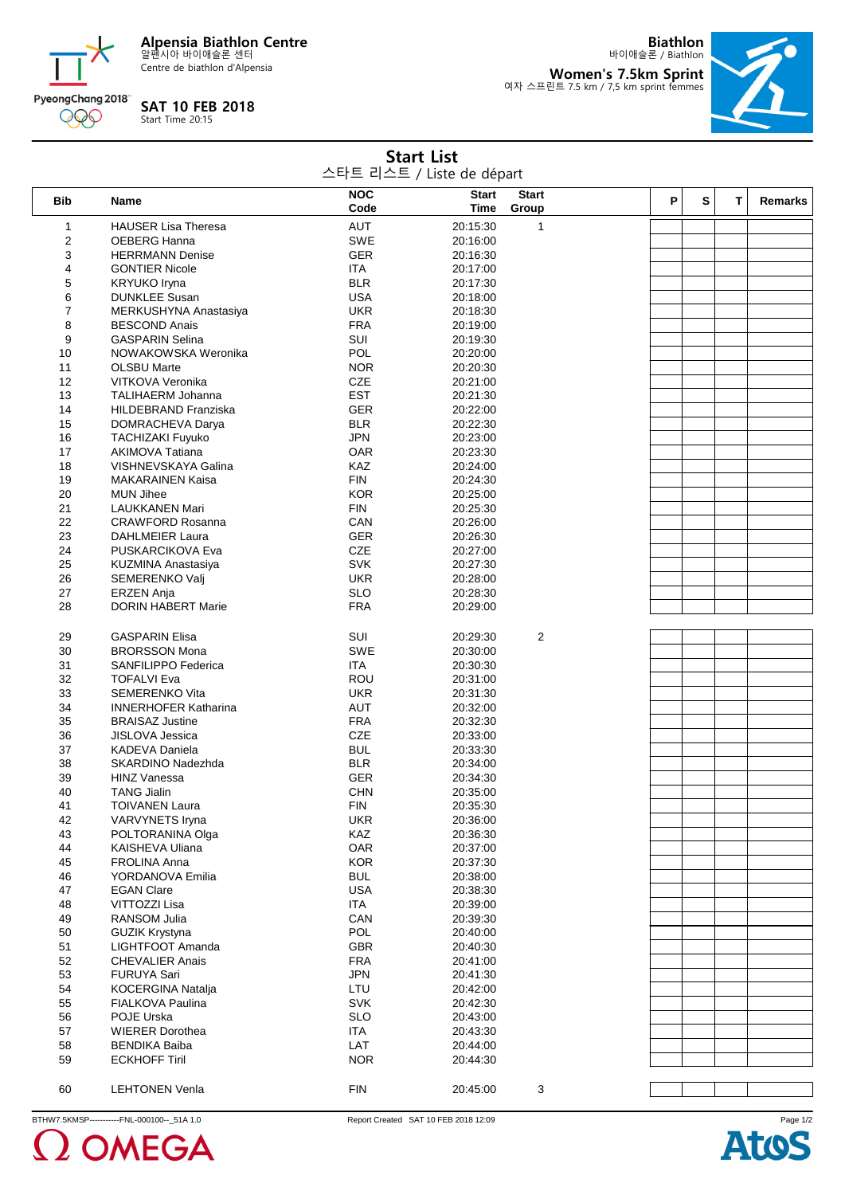**Alpensia Biathlon Centre**
알펜시아 바이애슬론 센터
Centre de biathlon d'Alpensia

PyeongChang 2018

**SAT 10 FEB 2018**
Start Time 20:15

**Biathlon**
바이애슬론 / Biathlon

**Women's 7.5km Sprint**
여자 스프린트 7.5 km / 7,5 km sprint femmes

# Start List

스타트 리스트 / Liste de départ

| Bib | Name | NOC Code | Start Time | Start Group | P | S | T | Remarks |
|---|---|---|---|---|---|---|---|---|
| 1 | HAUSER Lisa Theresa | AUT | 20:15:30 | 1 | | | | |
| 2 | OEBERG Hanna | SWE | 20:16:00 | | | | | |
| 3 | HERRMANN Denise | GER | 20:16:30 | | | | | |
| 4 | GONTIER Nicole | ITA | 20:17:00 | | | | | |
| 5 | KRYUKO Iryna | BLR | 20:17:30 | | | | | |
| 6 | DUNKLEE Susan | USA | 20:18:00 | | | | | |
| 7 | MERKUSHYNA Anastasiya | UKR | 20:18:30 | | | | | |
| 8 | BESCOND Anais | FRA | 20:19:00 | | | | | |
| 9 | GASPARIN Selina | SUI | 20:19:30 | | | | | |
| 10 | NOWAKOWSKA Weronika | POL | 20:20:00 | | | | | |
| 11 | OLSBU Marte | NOR | 20:20:30 | | | | | |
| 12 | VITKOVA Veronika | CZE | 20:21:00 | | | | | |
| 13 | TALIHAERM Johanna | EST | 20:21:30 | | | | | |
| 14 | HILDEBRAND Franziska | GER | 20:22:00 | | | | | |
| 15 | DOMRACHEVA Darya | BLR | 20:22:30 | | | | | |
| 16 | TACHIZAKI Fuyuko | JPN | 20:23:00 | | | | | |
| 17 | AKIMOVA Tatiana | OAR | 20:23:30 | | | | | |
| 18 | VISHNEVSKAYA Galina | KAZ | 20:24:00 | | | | | |
| 19 | MAKARAINEN Kaisa | FIN | 20:24:30 | | | | | |
| 20 | MUN Jihee | KOR | 20:25:00 | | | | | |
| 21 | LAUKKANEN Mari | FIN | 20:25:30 | | | | | |
| 22 | CRAWFORD Rosanna | CAN | 20:26:00 | | | | | |
| 23 | DAHLMEIER Laura | GER | 20:26:30 | | | | | |
| 24 | PUSKARCIKOVA Eva | CZE | 20:27:00 | | | | | |
| 25 | KUZMINA Anastasiya | SVK | 20:27:30 | | | | | |
| 26 | SEMERENKO Valj | UKR | 20:28:00 | | | | | |
| 27 | ERZEN Anja | SLO | 20:28:30 | | | | | |
| 28 | DORIN HABERT Marie | FRA | 20:29:00 | | | | | |
| 29 | GASPARIN Elisa | SUI | 20:29:30 | 2 | | | | |
| 30 | BRORSSON Mona | SWE | 20:30:00 | | | | | |
| 31 | SANFILIPPO Federica | ITA | 20:30:30 | | | | | |
| 32 | TOFALVI Eva | ROU | 20:31:00 | | | | | |
| 33 | SEMERENKO Vita | UKR | 20:31:30 | | | | | |
| 34 | INNERHOFER Katharina | AUT | 20:32:00 | | | | | |
| 35 | BRAISAZ Justine | FRA | 20:32:30 | | | | | |
| 36 | JISLOVA Jessica | CZE | 20:33:00 | | | | | |
| 37 | KADEVA Daniela | BUL | 20:33:30 | | | | | |
| 38 | SKARDINO Nadezhda | BLR | 20:34:00 | | | | | |
| 39 | HINZ Vanessa | GER | 20:34:30 | | | | | |
| 40 | TANG Jialin | CHN | 20:35:00 | | | | | |
| 41 | TOIVANEN Laura | FIN | 20:35:30 | | | | | |
| 42 | VARVYNETS Iryna | UKR | 20:36:00 | | | | | |
| 43 | POLTORANINA Olga | KAZ | 20:36:30 | | | | | |
| 44 | KAISHEVA Uliana | OAR | 20:37:00 | | | | | |
| 45 | FROLINA Anna | KOR | 20:37:30 | | | | | |
| 46 | YORDANOVA Emilia | BUL | 20:38:00 | | | | | |
| 47 | EGAN Clare | USA | 20:38:30 | | | | | |
| 48 | VITTOZZI Lisa | ITA | 20:39:00 | | | | | |
| 49 | RANSOM Julia | CAN | 20:39:30 | | | | | |
| 50 | GUZIK Krystyna | POL | 20:40:00 | | | | | |
| 51 | LIGHTFOOT Amanda | GBR | 20:40:30 | | | | | |
| 52 | CHEVALIER Anais | FRA | 20:41:00 | | | | | |
| 53 | FURUYA Sari | JPN | 20:41:30 | | | | | |
| 54 | KOCERGINA Natalja | LTU | 20:42:00 | | | | | |
| 55 | FIALKOVA Paulina | SVK | 20:42:30 | | | | | |
| 56 | POJE Urska | SLO | 20:43:00 | | | | | |
| 57 | WIERER Dorothea | ITA | 20:43:30 | | | | | |
| 58 | BENDIKA Baiba | LAT | 20:44:00 | | | | | |
| 59 | ECKHOFF Tiril | NOR | 20:44:30 | | | | | |
| 60 | LEHTONEN Venla | FIN | 20:45:00 | 3 | | | | |

BTHW7.5KMSP-----------FNL-000100--_51A 1.0    Report Created SAT 10 FEB 2018 12:09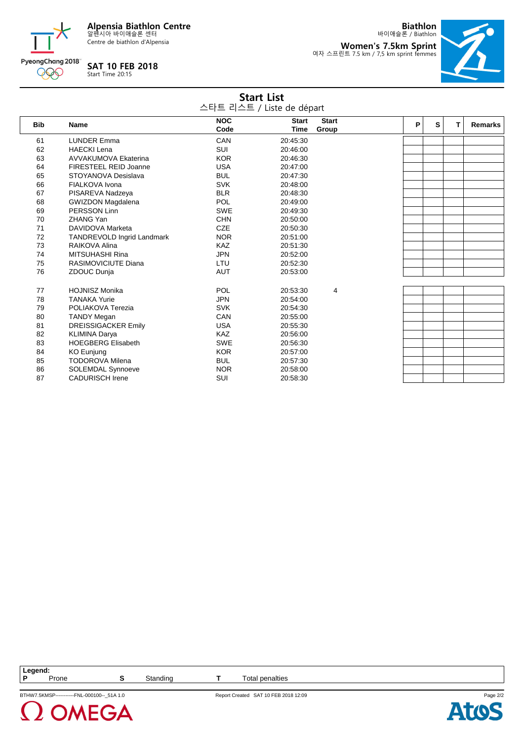**Alpensia Biathlon Centre**
알펜시아 바이애슬론 센터
Centre de biathlon d'Alpensia

**SAT 10 FEB 2018**
Start Time 20:15

**Biathlon**
바이애슬론 / Biathlon

**Women's 7.5km Sprint**
여자 스프린트 7.5 km / 7,5 km sprint femmes

# Start List
스타트 리스트 / Liste de départ

| Bib | Name | NOC Code | Start Time | Start Group | P | S | T | Remarks |
|---|---|---|---|---|---|---|---|---|
| 61 | LUNDER Emma | CAN | 20:45:30 | | | | | |
| 62 | HAECKI Lena | SUI | 20:46:00 | | | | | |
| 63 | AVVAKUMOVA Ekaterina | KOR | 20:46:30 | | | | | |
| 64 | FIRESTEEL REID Joanne | USA | 20:47:00 | | | | | |
| 65 | STOYANOVA Desislava | BUL | 20:47:30 | | | | | |
| 66 | FIALKOVA Ivona | SVK | 20:48:00 | | | | | |
| 67 | PISAREVA Nadzeya | BLR | 20:48:30 | | | | | |
| 68 | GWIZDON Magdalena | POL | 20:49:00 | | | | | |
| 69 | PERSSON Linn | SWE | 20:49:30 | | | | | |
| 70 | ZHANG Yan | CHN | 20:50:00 | | | | | |
| 71 | DAVIDOVA Marketa | CZE | 20:50:30 | | | | | |
| 72 | TANDREVOLD Ingrid Landmark | NOR | 20:51:00 | | | | | |
| 73 | RAIKOVA Alina | KAZ | 20:51:30 | | | | | |
| 74 | MITSUHASHI Rina | JPN | 20:52:00 | | | | | |
| 75 | RASIMOVICIUTE Diana | LTU | 20:52:30 | | | | | |
| 76 | ZDOUC Dunja | AUT | 20:53:00 | | | | | |
| 77 | HOJNISZ Monika | POL | 20:53:30 | 4 | | | | |
| 78 | TANAKA Yurie | JPN | 20:54:00 | | | | | |
| 79 | POLIAKOVA Terezia | SVK | 20:54:30 | | | | | |
| 80 | TANDY Megan | CAN | 20:55:00 | | | | | |
| 81 | DREISSIGACKER Emily | USA | 20:55:30 | | | | | |
| 82 | KLIMINA Darya | KAZ | 20:56:00 | | | | | |
| 83 | HOEGBERG Elisabeth | SWE | 20:56:30 | | | | | |
| 84 | KO Eunjung | KOR | 20:57:00 | | | | | |
| 85 | TODOROVA Milena | BUL | 20:57:30 | | | | | |
| 86 | SOLEMDAL Synnoeve | NOR | 20:58:00 | | | | | |
| 87 | CADURISCH Irene | SUI | 20:58:30 | | | | | |

**Legend:**
**P** Prone **S** Standing **T** Total penalties

BTHW7.5KMSP-----------FNL-000100--_51A 1.0 Report Created SAT 10 FEB 2018 12:09